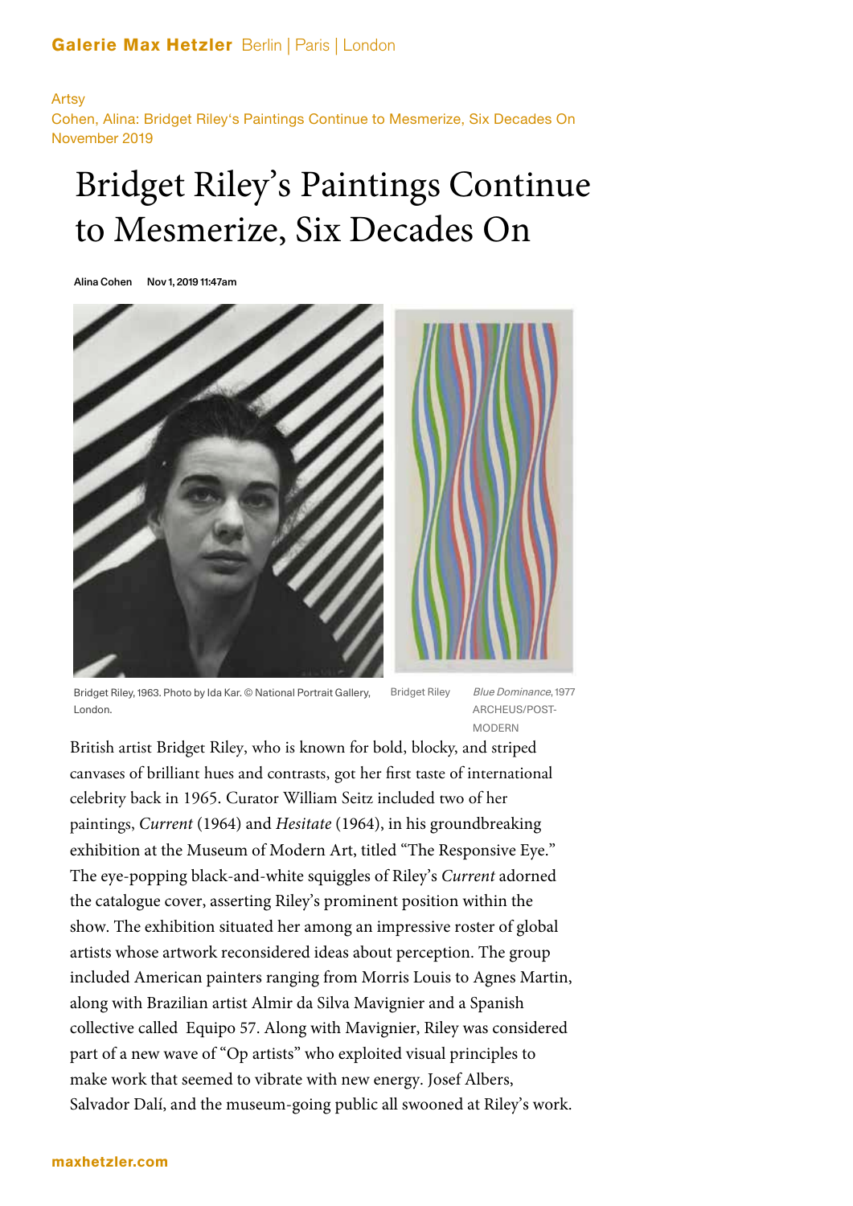Artsy
Cohen, Alina: Bridget Riley's Paintings Continue to Mesmerize, Six Decades On
November 2019

# Bridget Riley's Paintings Continue to Mesmerize, Six Decades On

**Alina Cohen** **Nov 1, 2019 11:47am**

Bridget Riley, 1963. Photo by Ida Kar. © National Portrait Gallery, London.

Bridget Riley *Blue Dominance*, 1977 ARCHEUS/POST-MODERN

British artist Bridget Riley, who is known for bold, blocky, and striped canvases of brilliant hues and contrasts, got her first taste of international celebrity back in 1965. Curator William Seitz included two of her paintings, *Current* (1964) and *Hesitate* (1964), in his groundbreaking exhibition at the Museum of Modern Art, titled "The Responsive Eye." The eye-popping black-and-white squiggles of Riley's *Current* adorned the catalogue cover, asserting Riley's prominent position within the show. The exhibition situated her among an impressive roster of global artists whose artwork reconsidered ideas about perception. The group included American painters ranging from Morris Louis to Agnes Martin, along with Brazilian artist Almir da Silva Mavignier and a Spanish collective called Equipo 57. Along with Mavignier, Riley was considered part of a new wave of "Op artists" who exploited visual principles to make work that seemed to vibrate with new energy. Josef Albers, Salvador Dalí, and the museum-going public all swooned at Riley's work.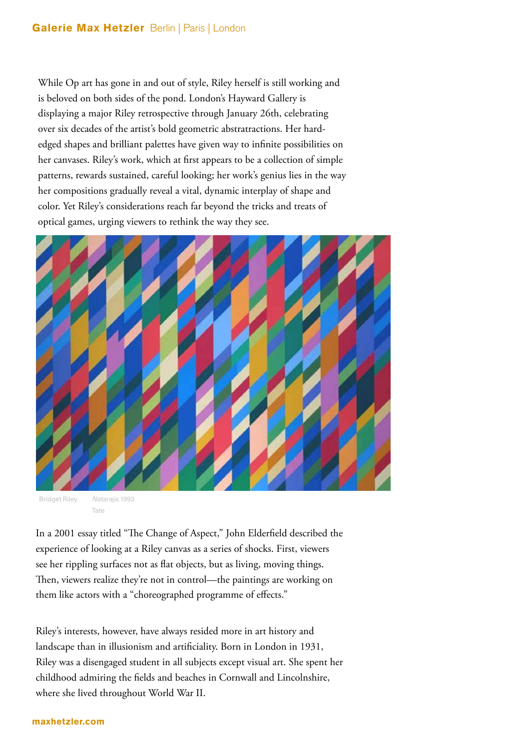While Op art has gone in and out of style, Riley herself is still working and is beloved on both sides of the pond. London's Hayward Gallery is displaying a major Riley retrospective through January 26th, celebrating over six decades of the artist's bold geometric abstratractions. Her hard-edged shapes and brilliant palettes have given way to infinite possibilities on her canvases. Riley's work, which at first appears to be a collection of simple patterns, rewards sustained, careful looking; her work's genius lies in the way her compositions gradually reveal a vital, dynamic interplay of shape and color. Yet Riley's considerations reach far beyond the tricks and treats of optical games, urging viewers to rethink the way they see.

Bridget Riley *Nataraja*, 1993
Tate

In a 2001 essay titled "The Change of Aspect," John Elderfield described the experience of looking at a Riley canvas as a series of shocks. First, viewers see her rippling surfaces not as flat objects, but as living, moving things. Then, viewers realize they're not in control—the paintings are working on them like actors with a "choreographed programme of effects."

Riley's interests, however, have always resided more in art history and landscape than in illusionism and artificiality. Born in London in 1931, Riley was a disengaged student in all subjects except visual art. She spent her childhood admiring the fields and beaches in Cornwall and Lincolnshire, where she lived throughout World War II.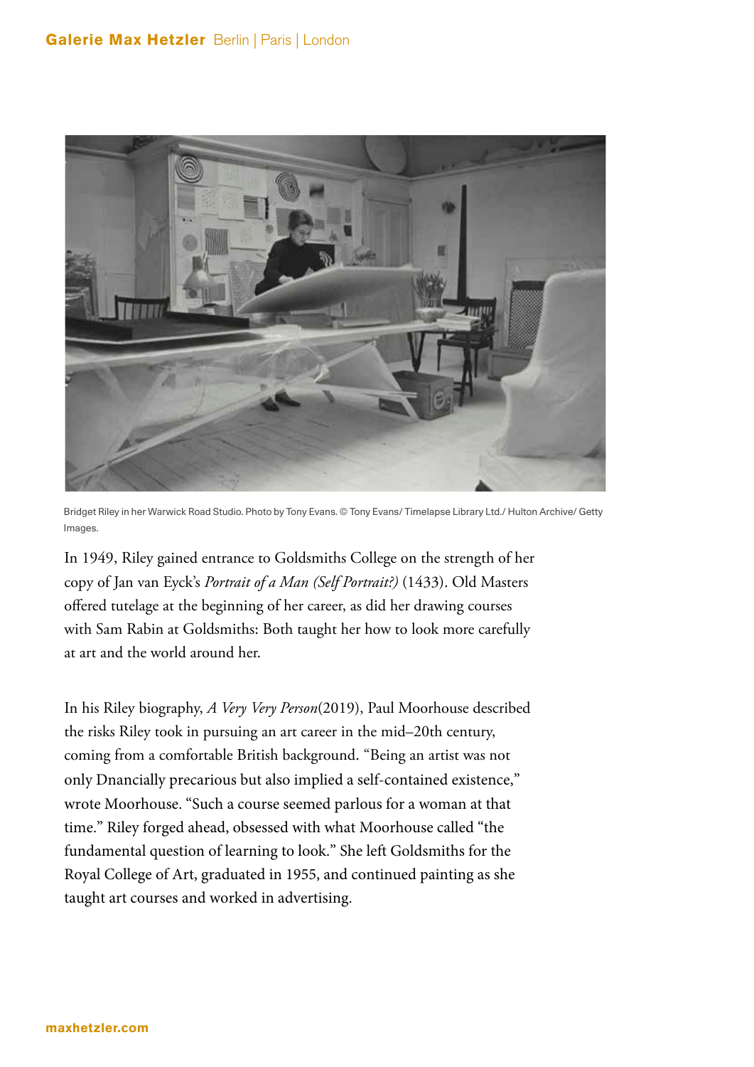Bridget Riley in her Warwick Road Studio. Photo by Tony Evans. © Tony Evans/ Timelapse Library Ltd./ Hulton Archive/ Getty Images.

In 1949, Riley gained entrance to Goldsmiths College on the strength of her copy of Jan van Eyck's *Portrait of a Man (Self Portrait?)* (1433). Old Masters offered tutelage at the beginning of her career, as did her drawing courses with Sam Rabin at Goldsmiths: Both taught her how to look more carefully at art and the world around her.

In his Riley biography, *A Very Very Person*(2019), Paul Moorhouse described the risks Riley took in pursuing an art career in the mid–20th century, coming from a comfortable British background. "Being an artist was not only Dnancially precarious but also implied a self-contained existence," wrote Moorhouse. "Such a course seemed parlous for a woman at that time." Riley forged ahead, obsessed with what Moorhouse called "the fundamental question of learning to look." She left Goldsmiths for the Royal College of Art, graduated in 1955, and continued painting as she taught art courses and worked in advertising.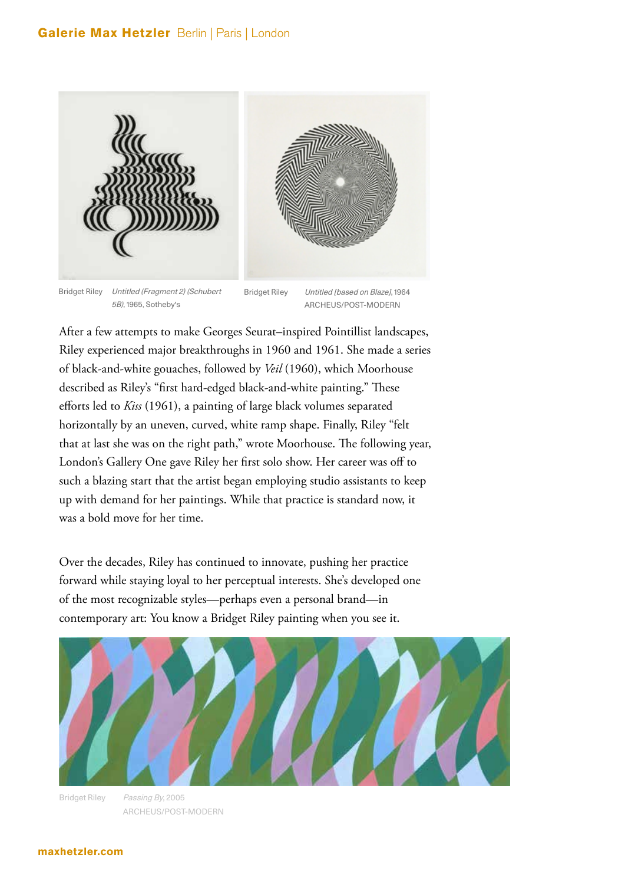Bridget Riley *Untitled (Fragment 2) (Schubert 5B)*, 1965, Sotheby's

Bridget Riley *Untitled [based on Blaze]*, 1964 ARCHEUS/POST-MODERN

After a few attempts to make Georges Seurat–inspired Pointillist landscapes, Riley experienced major breakthroughs in 1960 and 1961. She made a series of black-and-white gouaches, followed by *Veil* (1960), which Moorhouse described as Riley's "first hard-edged black-and-white painting." These efforts led to *Kiss* (1961), a painting of large black volumes separated horizontally by an uneven, curved, white ramp shape. Finally, Riley "felt that at last she was on the right path," wrote Moorhouse. The following year, London's Gallery One gave Riley her first solo show. Her career was off to such a blazing start that the artist began employing studio assistants to keep up with demand for her paintings. While that practice is standard now, it was a bold move for her time.

Over the decades, Riley has continued to innovate, pushing her practice forward while staying loyal to her perceptual interests. She's developed one of the most recognizable styles—perhaps even a personal brand—in contemporary art: You know a Bridget Riley painting when you see it.

Bridget Riley *Passing By*, 2005 ARCHEUS/POST-MODERN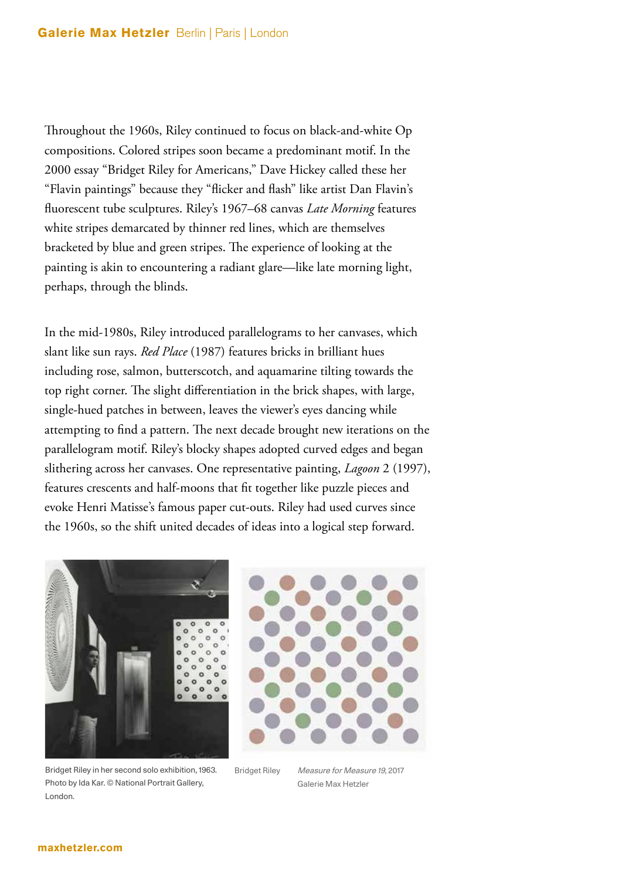Throughout the 1960s, Riley continued to focus on black-and-white Op compositions. Colored stripes soon became a predominant motif. In the 2000 essay "Bridget Riley for Americans," Dave Hickey called these her "Flavin paintings" because they "flicker and flash" like artist Dan Flavin's fluorescent tube sculptures. Riley's 1967–68 canvas *Late Morning* features white stripes demarcated by thinner red lines, which are themselves bracketed by blue and green stripes. The experience of looking at the painting is akin to encountering a radiant glare—like late morning light, perhaps, through the blinds.

In the mid-1980s, Riley introduced parallelograms to her canvases, which slant like sun rays. *Red Place* (1987) features bricks in brilliant hues including rose, salmon, butterscotch, and aquamarine tilting towards the top right corner. The slight differentiation in the brick shapes, with large, single-hued patches in between, leaves the viewer's eyes dancing while attempting to find a pattern. The next decade brought new iterations on the parallelogram motif. Riley's blocky shapes adopted curved edges and began slithering across her canvases. One representative painting, *Lagoon* 2 (1997), features crescents and half-moons that fit together like puzzle pieces and evoke Henri Matisse's famous paper cut-outs. Riley had used curves since the 1960s, so the shift united decades of ideas into a logical step forward.

Bridget Riley in her second solo exhibition, 1963. Photo by Ida Kar. © National Portrait Gallery, London.

Bridget Riley *Measure for Measure 19*, 2017
Galerie Max Hetzler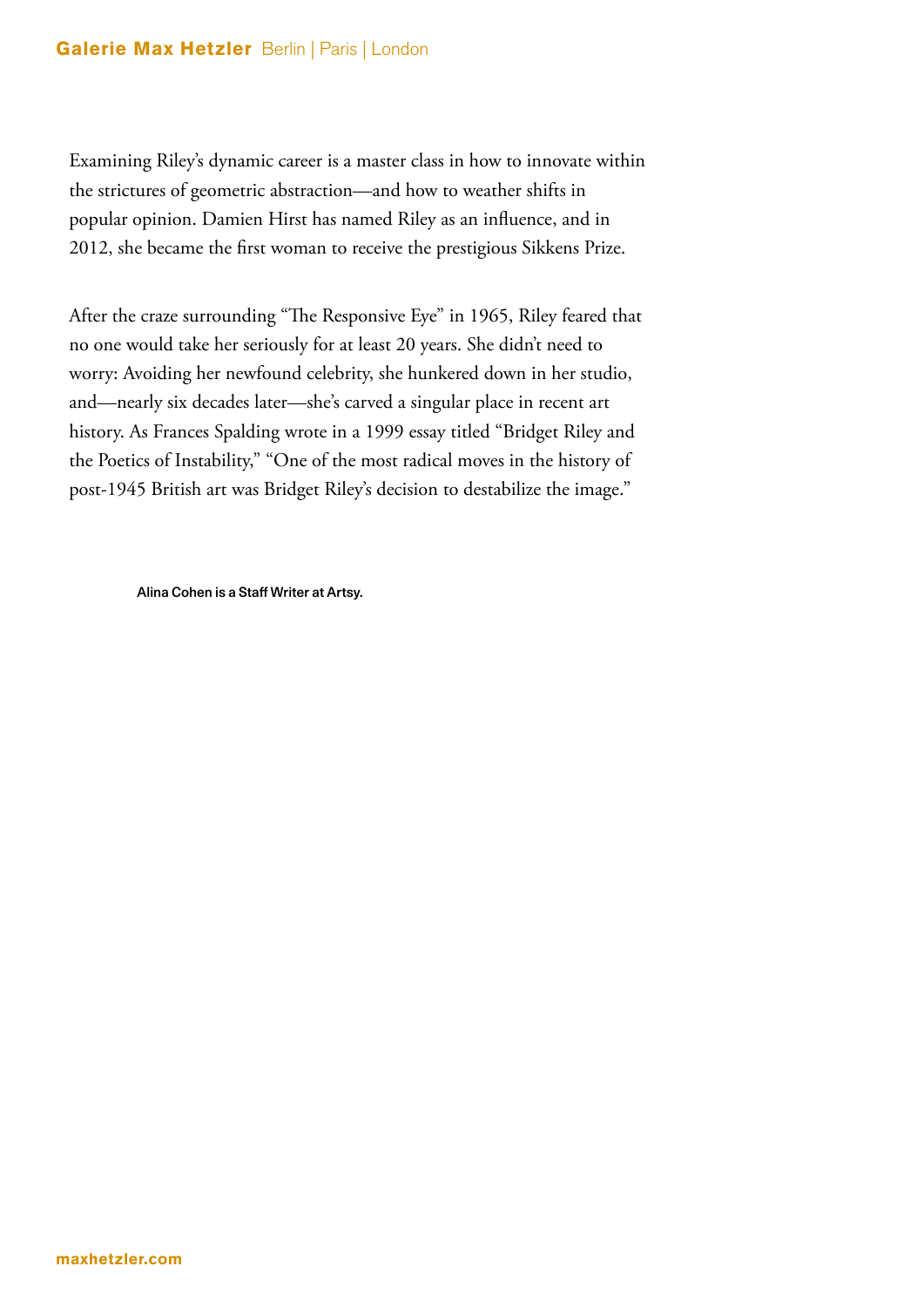Examining Riley's dynamic career is a master class in how to innovate within the strictures of geometric abstraction—and how to weather shifts in popular opinion. Damien Hirst has named Riley as an influence, and in 2012, she became the first woman to receive the prestigious Sikkens Prize.

After the craze surrounding "The Responsive Eye" in 1965, Riley feared that no one would take her seriously for at least 20 years. She didn't need to worry: Avoiding her newfound celebrity, she hunkered down in her studio, and—nearly six decades later—she's carved a singular place in recent art history. As Frances Spalding wrote in a 1999 essay titled "Bridget Riley and the Poetics of Instability," "One of the most radical moves in the history of post-1945 British art was Bridget Riley's decision to destabilize the image."

**Alina Cohen is a Staff Writer at Artsy.**